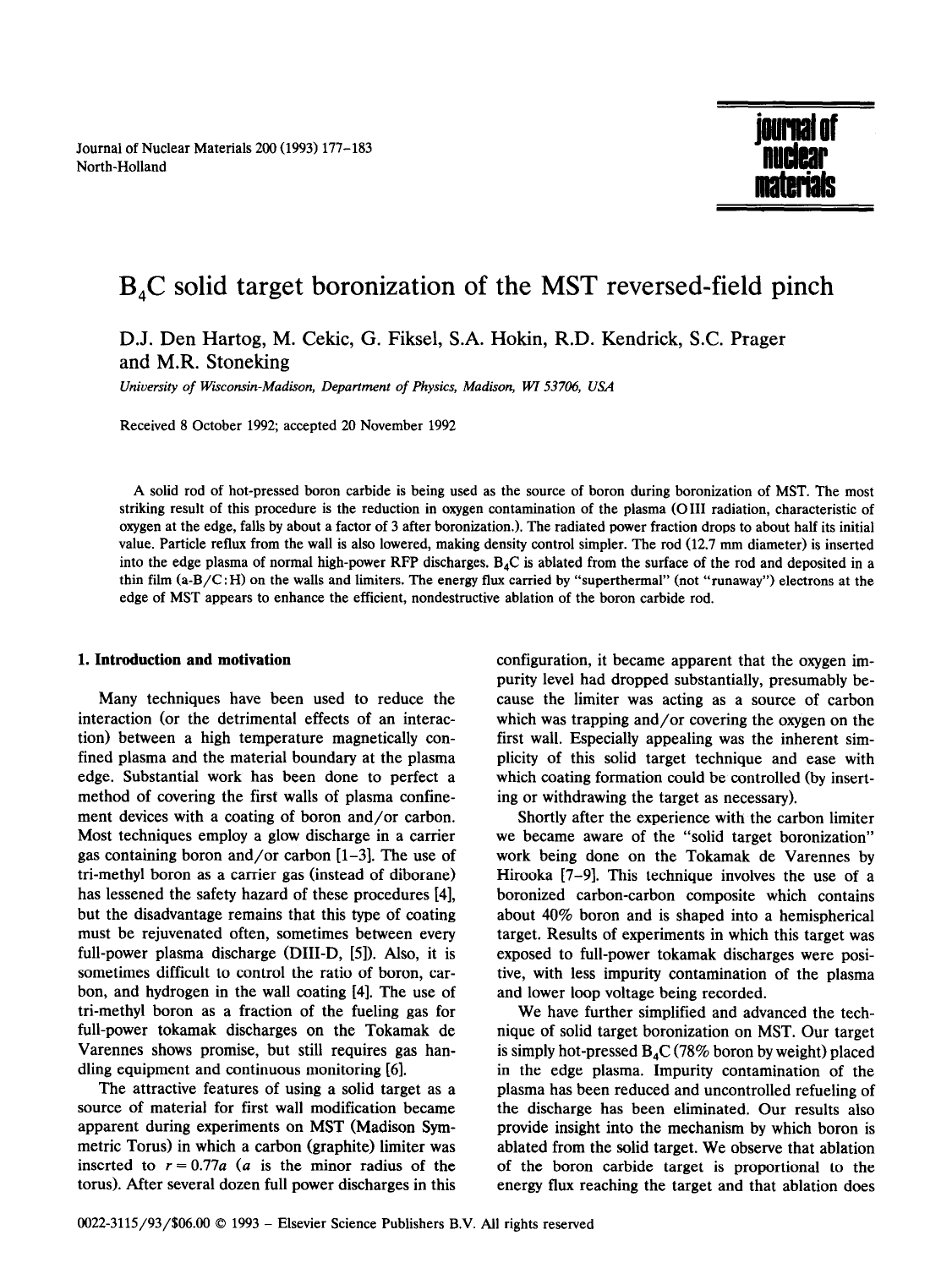# $B_4C$ solid target boronization of the MST reversed-field pinch

D.J. Den Hartog, M. Cekic, G. Fiksel, S.A. Hokin, R.D. Kendrick, S.C. Prager and M.R. Stoneking

*University of Wisconsin-Madison, Department of Physics, Madison, WI 53706, USA*

Received 8 October 1992; accepted 20 November 1992

A solid rod of hot-pressed boron carbide is being used as the source of boron during boronization of MST. The most striking result of this procedure is the reduction in oxygen contamination of the plasma (O III radiation, characteristic of oxygen at the edge, falls by about a factor of 3 after boronization.). The radiated power fraction drops to about half its initial value. Particle reflux from the wall is also lowered, making density control simpler. The rod (12.7 mm diameter) is inserted into the edge plasma of normal high-power RFP discharges. $B_4C$ is ablated from the surface of the rod and deposited in a thin film (a-B/C:H) on the walls and limiters. The energy flux carried by "superthermal" (not "runaway") electrons at the edge of MST appears to enhance the efficient, nondestructive ablation of the boron carbide rod.

## 1. Introduction and motivation

Many techniques have been used to reduce the interaction (or the detrimental effects of an interaction) between a high temperature magnetically confined plasma and the material boundary at the plasma edge. Substantial work has been done to perfect a method of covering the first walls of plasma confinement devices with a coating of boron and/or carbon. Most techniques employ a glow discharge in a carrier gas containing boron and/or carbon [1–3]. The use of tri-methyl boron as a carrier gas (instead of diborane) has lessened the safety hazard of these procedures [4], but the disadvantage remains that this type of coating must be rejuvenated often, sometimes between every full-power plasma discharge (DIII-D, [5]). Also, it is sometimes difficult to control the ratio of boron, carbon, and hydrogen in the wall coating [4]. The use of tri-methyl boron as a fraction of the fueling gas for full-power tokamak discharges on the Tokamak de Varennes shows promise, but still requires gas handling equipment and continuous monitoring [6].

The attractive features of using a solid target as a source of material for first wall modification became apparent during experiments on MST (Madison Symmetric Torus) in which a carbon (graphite) limiter was inserted to $r = 0.77a$ ($a$ is the minor radius of the torus). After several dozen full power discharges in this configuration, it became apparent that the oxygen impurity level had dropped substantially, presumably because the limiter was acting as a source of carbon which was trapping and/or covering the oxygen on the first wall. Especially appealing was the inherent simplicity of this solid target technique and ease with which coating formation could be controlled (by inserting or withdrawing the target as necessary).

Shortly after the experience with the carbon limiter we became aware of the "solid target boronization" work being done on the Tokamak de Varennes by Hirooka [7–9]. This technique involves the use of a boronized carbon-carbon composite which contains about 40% boron and is shaped into a hemispherical target. Results of experiments in which this target was exposed to full-power tokamak discharges were positive, with less impurity contamination of the plasma and lower loop voltage being recorded.

We have further simplified and advanced the technique of solid target boronization on MST. Our target is simply hot-pressed $B_4C$ (78% boron by weight) placed in the edge plasma. Impurity contamination of the plasma has been reduced and uncontrolled refueling of the discharge has been eliminated. Our results also provide insight into the mechanism by which boron is ablated from the solid target. We observe that ablation of the boron carbide target is proportional to the energy flux reaching the target and that ablation does

0022-3115/93/$06.00 © 1993 – Elsevier Science Publishers B.V. All rights reserved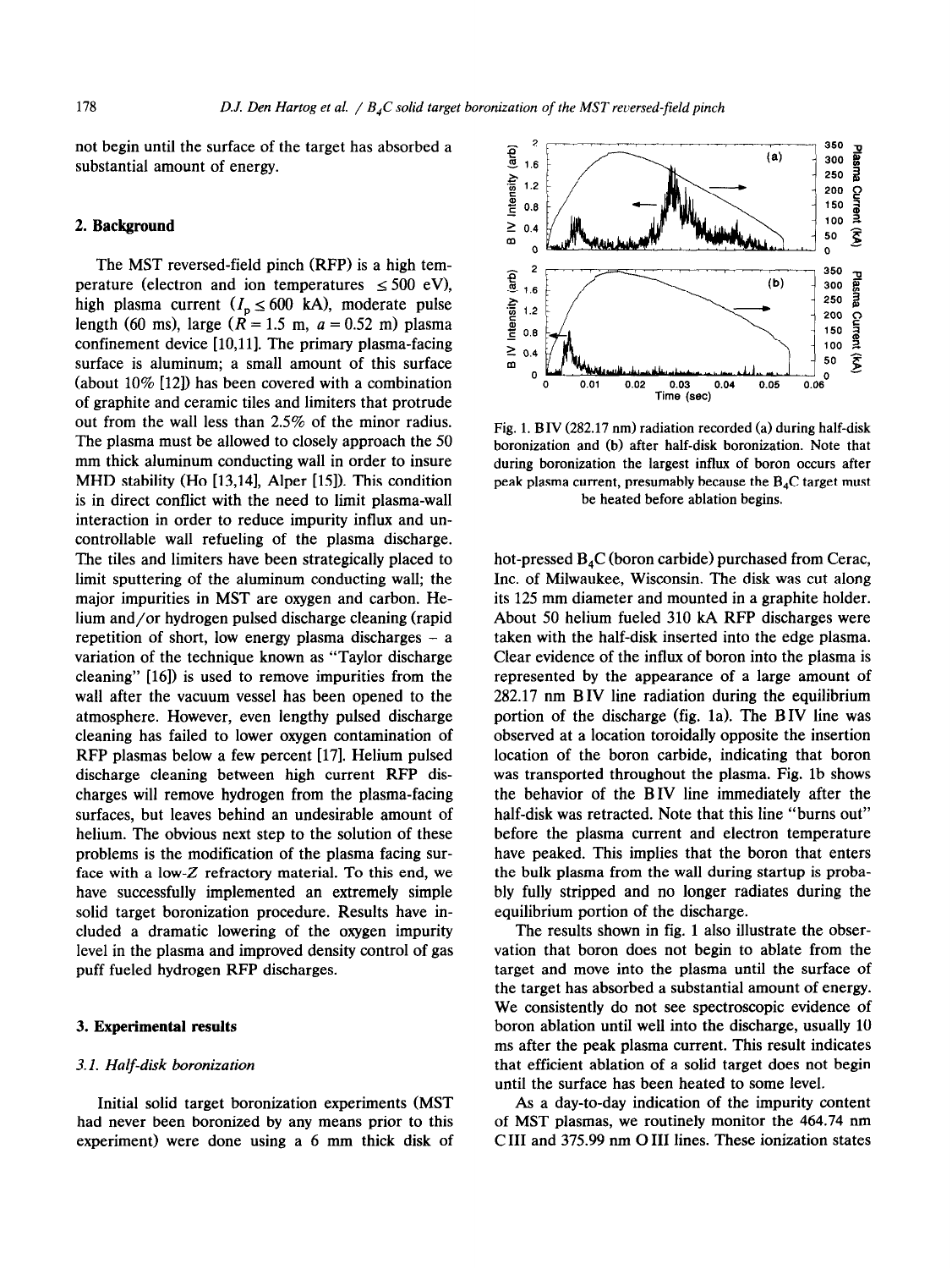not begin until the surface of the target has absorbed a substantial amount of energy.

## 2. Background

The MST reversed-field pinch (RFP) is a high temperature (electron and ion temperatures $\leq 500$ eV), high plasma current ($I_p \leq 600$ kA), moderate pulse length (60 ms), large ($R = 1.5$ m, $a = 0.52$ m) plasma confinement device [10,11]. The primary plasma-facing surface is aluminum; a small amount of this surface (about 10% [12]) has been covered with a combination of graphite and ceramic tiles and limiters that protrude out from the wall less than 2.5% of the minor radius. The plasma must be allowed to closely approach the 50 mm thick aluminum conducting wall in order to insure MHD stability (Ho [13,14], Alper [15]). This condition is in direct conflict with the need to limit plasma-wall interaction in order to reduce impurity influx and uncontrollable wall refueling of the plasma discharge. The tiles and limiters have been strategically placed to limit sputtering of the aluminum conducting wall; the major impurities in MST are oxygen and carbon. Helium and/or hydrogen pulsed discharge cleaning (rapid repetition of short, low energy plasma discharges – a variation of the technique known as "Taylor discharge cleaning" [16]) is used to remove impurities from the wall after the vacuum vessel has been opened to the atmosphere. However, even lengthy pulsed discharge cleaning has failed to lower oxygen contamination of RFP plasmas below a few percent [17]. Helium pulsed discharge cleaning between high current RFP discharges will remove hydrogen from the plasma-facing surfaces, but leaves behind an undesirable amount of helium. The obvious next step to the solution of these problems is the modification of the plasma facing surface with a low-$Z$ refractory material. To this end, we have successfully implemented an extremely simple solid target boronization procedure. Results have included a dramatic lowering of the oxygen impurity level in the plasma and improved density control of gas puff fueled hydrogen RFP discharges.

## 3. Experimental results

### *3.1. Half-disk boronization*

Initial solid target boronization experiments (MST had never been boronized by any means prior to this experiment) were done using a 6 mm thick disk of hot-pressed $B_4C$ (boron carbide) purchased from Cerac, Inc. of Milwaukee, Wisconsin. The disk was cut along its 125 mm diameter and mounted in a graphite holder. About 50 helium fueled 310 kA RFP discharges were taken with the half-disk inserted into the edge plasma. Clear evidence of the influx of boron into the plasma is represented by the appearance of a large amount of 282.17 nm B IV line radiation during the equilibrium portion of the discharge (fig. 1a). The B IV line was observed at a location toroidally opposite the insertion location of the boron carbide, indicating that boron was transported throughout the plasma. Fig. 1b shows the behavior of the B IV line immediately after the half-disk was retracted. Note that this line "burns out" before the plasma current and electron temperature have peaked. This implies that the boron that enters the bulk plasma from the wall during startup is probably fully stripped and no longer radiates during the equilibrium portion of the discharge.

Fig. 1. B IV (282.17 nm) radiation recorded (a) during half-disk boronization and (b) after half-disk boronization. Note that during boronization the largest influx of boron occurs after peak plasma current, presumably because the $B_4C$ target must be heated before ablation begins.

The results shown in fig. 1 also illustrate the observation that boron does not begin to ablate from the target and move into the plasma until the surface of the target has absorbed a substantial amount of energy. We consistently do not see spectroscopic evidence of boron ablation until well into the discharge, usually 10 ms after the peak plasma current. This result indicates that efficient ablation of a solid target does not begin until the surface has been heated to some level.

As a day-to-day indication of the impurity content of MST plasmas, we routinely monitor the 464.74 nm C III and 375.99 nm O III lines. These ionization states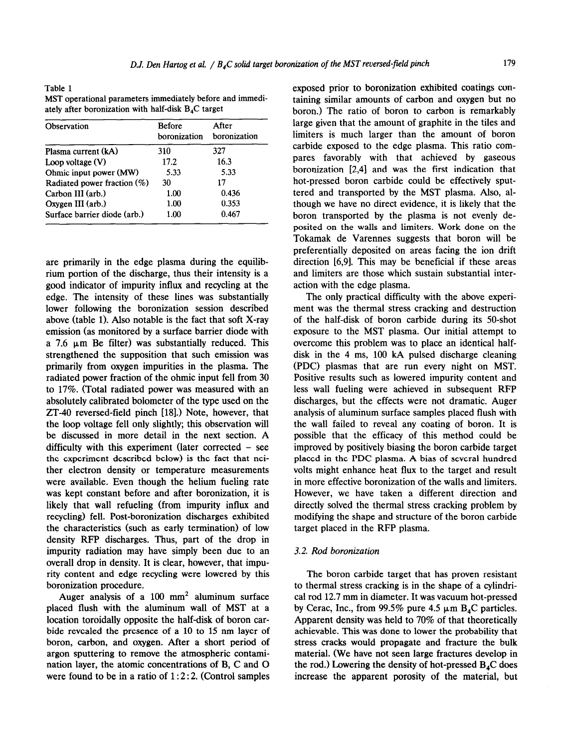Table 1
MST operational parameters immediately before and immediately after boronization with half-disk $B_4C$ target

| Observation | Before boronization | After boronization |
|---|---|---|
| Plasma current (kA) | 310 | 327 |
| Loop voltage (V) | 17.2 | 16.3 |
| Ohmic input power (MW) | 5.33 | 5.33 |
| Radiated power fraction (%) | 30 | 17 |
| Carbon III (arb.) | 1.00 | 0.436 |
| Oxygen III (arb.) | 1.00 | 0.353 |
| Surface barrier diode (arb.) | 1.00 | 0.467 |

are primarily in the edge plasma during the equilibrium portion of the discharge, thus their intensity is a good indicator of impurity influx and recycling at the edge. The intensity of these lines was substantially lower following the boronization session described above (table 1). Also notable is the fact that soft X-ray emission (as monitored by a surface barrier diode with a 7.6 μm Be filter) was substantially reduced. This strengthened the supposition that such emission was primarily from oxygen impurities in the plasma. The radiated power fraction of the ohmic input fell from 30 to 17%. (Total radiated power was measured with an absolutely calibrated bolometer of the type used on the ZT-40 reversed-field pinch [18].) Note, however, that the loop voltage fell only slightly; this observation will be discussed in more detail in the next section. A difficulty with this experiment (later corrected – see the experiment described below) is the fact that neither electron density or temperature measurements were available. Even though the helium fueling rate was kept constant before and after boronization, it is likely that wall refueling (from impurity influx and recycling) fell. Post-boronization discharges exhibited the characteristics (such as early termination) of low density RFP discharges. Thus, part of the drop in impurity radiation may have simply been due to an overall drop in density. It is clear, however, that impurity content and edge recycling were lowered by this boronization procedure.

Auger analysis of a 100 $mm^2$ aluminum surface placed flush with the aluminum wall of MST at a location toroidally opposite the half-disk of boron carbide revealed the presence of a 10 to 15 nm layer of boron, carbon, and oxygen. After a short period of argon sputtering to remove the atmospheric contamination layer, the atomic concentrations of B, C and O were found to be in a ratio of 1 : 2 : 2. (Control samples exposed prior to boronization exhibited coatings containing similar amounts of carbon and oxygen but no boron.) The ratio of boron to carbon is remarkably large given that the amount of graphite in the tiles and limiters is much larger than the amount of boron carbide exposed to the edge plasma. This ratio compares favorably with that achieved by gaseous boronization [2,4] and was the first indication that hot-pressed boron carbide could be effectively sputtered and transported by the MST plasma. Also, although we have no direct evidence, it is likely that the boron transported by the plasma is not evenly deposited on the walls and limiters. Work done on the Tokamak de Varennes suggests that boron will be preferentially deposited on areas facing the ion drift direction [6,9]. This may be beneficial if these areas and limiters are those which sustain substantial interaction with the edge plasma.

The only practical difficulty with the above experiment was the thermal stress cracking and destruction of the half-disk of boron carbide during its 50-shot exposure to the MST plasma. Our initial attempt to overcome this problem was to place an identical half-disk in the 4 ms, 100 kA pulsed discharge cleaning (PDC) plasmas that are run every night on MST. Positive results such as lowered impurity content and less wall fueling were achieved in subsequent RFP discharges, but the effects were not dramatic. Auger analysis of aluminum surface samples placed flush with the wall failed to reveal any coating of boron. It is possible that the efficacy of this method could be improved by positively biasing the boron carbide target placed in the PDC plasma. A bias of several hundred volts might enhance heat flux to the target and result in more effective boronization of the walls and limiters. However, we have taken a different direction and directly solved the thermal stress cracking problem by modifying the shape and structure of the boron carbide target placed in the RFP plasma.

### 3.2. Rod boronization

The boron carbide target that has proven resistant to thermal stress cracking is in the shape of a cylindrical rod 12.7 mm in diameter. It was vacuum hot-pressed by Cerac, Inc., from 99.5% pure 4.5 μm $B_4C$ particles. Apparent density was held to 70% of that theoretically achievable. This was done to lower the probability that stress cracks would propagate and fracture the bulk material. (We have not seen large fractures develop in the rod.) Lowering the density of hot-pressed $B_4C$ does increase the apparent porosity of the material, but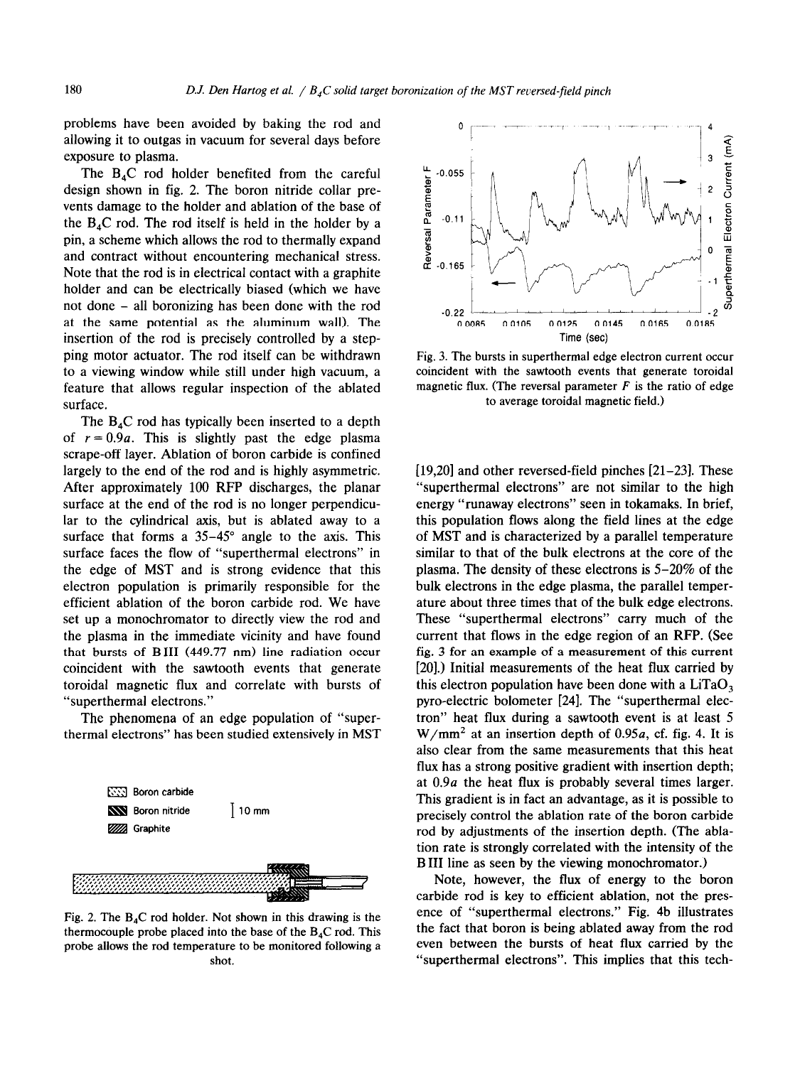problems have been avoided by baking the rod and allowing it to outgas in vacuum for several days before exposure to plasma.

The $B_4C$ rod holder benefited from the careful design shown in fig. 2. The boron nitride collar prevents damage to the holder and ablation of the base of the $B_4C$ rod. The rod itself is held in the holder by a pin, a scheme which allows the rod to thermally expand and contract without encountering mechanical stress. Note that the rod is in electrical contact with a graphite holder and can be electrically biased (which we have not done – all boronizing has been done with the rod at the same potential as the aluminum wall). The insertion of the rod is precisely controlled by a stepping motor actuator. The rod itself can be withdrawn to a viewing window while still under high vacuum, a feature that allows regular inspection of the ablated surface.

The $B_4C$ rod has typically been inserted to a depth of $r = 0.9a$. This is slightly past the edge plasma scrape-off layer. Ablation of boron carbide is confined largely to the end of the rod and is highly asymmetric. After approximately 100 RFP discharges, the planar surface at the end of the rod is no longer perpendicular to the cylindrical axis, but is ablated away to a surface that forms a 35–45° angle to the axis. This surface faces the flow of "superthermal electrons" in the edge of MST and is strong evidence that this electron population is primarily responsible for the efficient ablation of the boron carbide rod. We have set up a monochromator to directly view the rod and the plasma in the immediate vicinity and have found that bursts of B III (449.77 nm) line radiation occur coincident with the sawtooth events that generate toroidal magnetic flux and correlate with bursts of "superthermal electrons."

The phenomena of an edge population of "superthermal electrons" has been studied extensively in MST

Fig. 2. The $B_4C$ rod holder. Not shown in this drawing is the thermocouple probe placed into the base of the $B_4C$ rod. This probe allows the rod temperature to be monitored following a shot.

Fig. 3. The bursts in superthermal edge electron current occur coincident with the sawtooth events that generate toroidal magnetic flux. (The reversal parameter $F$ is the ratio of edge to average toroidal magnetic field.)

[19,20] and other reversed-field pinches [21–23]. These "superthermal electrons" are not similar to the high energy "runaway electrons" seen in tokamaks. In brief, this population flows along the field lines at the edge of MST and is characterized by a parallel temperature similar to that of the bulk electrons at the core of the plasma. The density of these electrons is 5–20% of the bulk electrons in the edge plasma, the parallel temperature about three times that of the bulk edge electrons. These "superthermal electrons" carry much of the current that flows in the edge region of an RFP. (See fig. 3 for an example of a measurement of this current [20].) Initial measurements of the heat flux carried by this electron population have been done with a $LiTaO_3$ pyro-electric bolometer [24]. The "superthermal electron" heat flux during a sawtooth event is at least 5 $W/mm^2$ at an insertion depth of $0.95a$, cf. fig. 4. It is also clear from the same measurements that this heat flux has a strong positive gradient with insertion depth; at $0.9a$ the heat flux is probably several times larger. This gradient is in fact an advantage, as it is possible to precisely control the ablation rate of the boron carbide rod by adjustments of the insertion depth. (The ablation rate is strongly correlated with the intensity of the B III line as seen by the viewing monochromator.)

Note, however, the flux of energy to the boron carbide rod is key to efficient ablation, not the presence of "superthermal electrons." Fig. 4b illustrates the fact that boron is being ablated away from the rod even between the bursts of heat flux carried by the "superthermal electrons". This implies that this tech-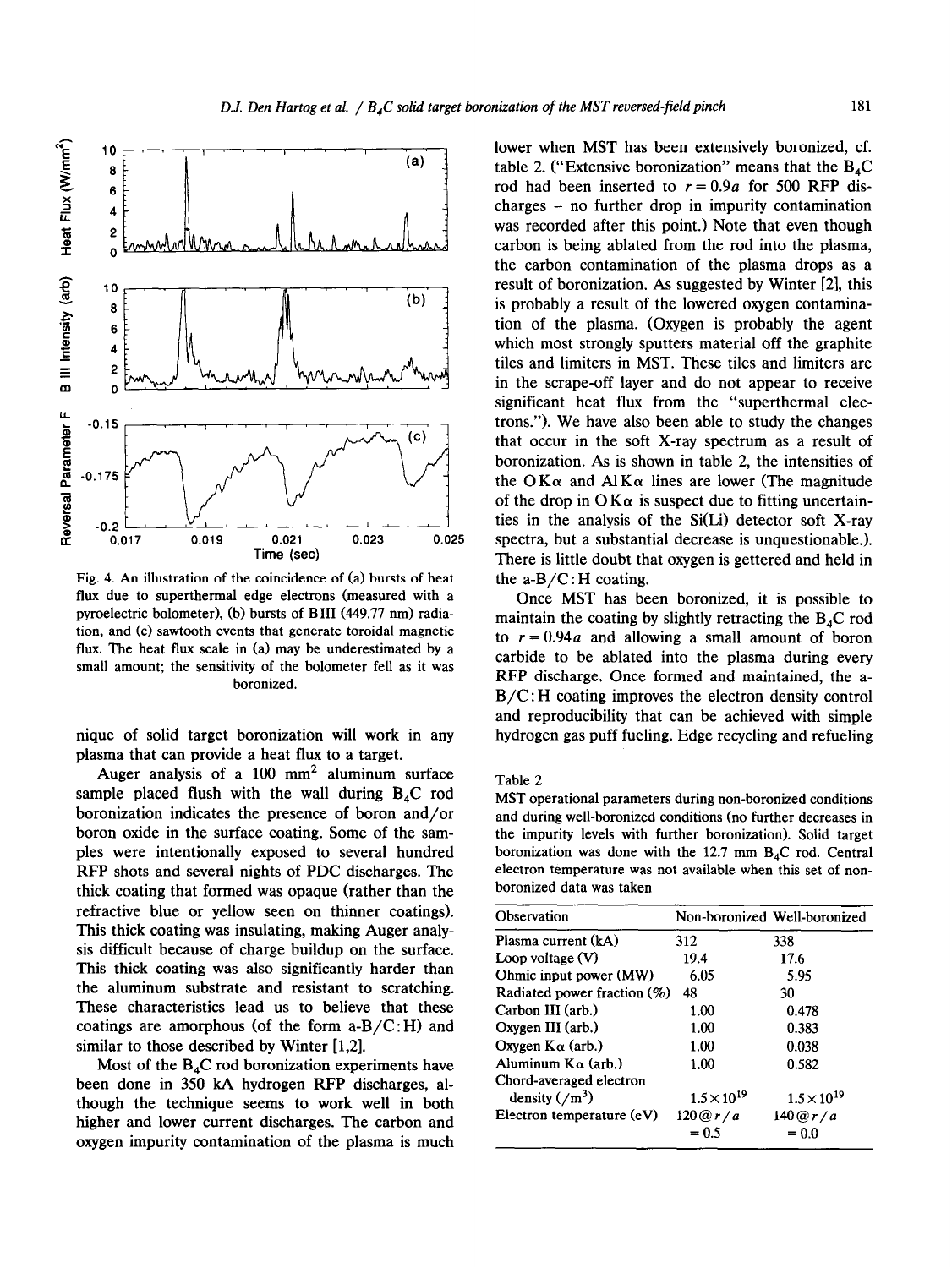Fig. 4. An illustration of the coincidence of (a) bursts of heat flux due to superthermal edge electrons (measured with a pyroelectric bolometer), (b) bursts of B III (449.77 nm) radiation, and (c) sawtooth events that generate toroidal magnetic flux. The heat flux scale in (a) may be underestimated by a small amount; the sensitivity of the bolometer fell as it was boronized.

nique of solid target boronization will work in any plasma that can provide a heat flux to a target.

Auger analysis of a 100 $mm^2$ aluminum surface sample placed flush with the wall during $B_4C$ rod boronization indicates the presence of boron and/or boron oxide in the surface coating. Some of the samples were intentionally exposed to several hundred RFP shots and several nights of PDC discharges. The thick coating that formed was opaque (rather than the refractive blue or yellow seen on thinner coatings). This thick coating was insulating, making Auger analysis difficult because of charge buildup on the surface. This thick coating was also significantly harder than the aluminum substrate and resistant to scratching. These characteristics lead us to believe that these coatings are amorphous (of the form a-B/C:H) and similar to those described by Winter [1,2].

Most of the $B_4C$ rod boronization experiments have been done in 350 kA hydrogen RFP discharges, although the technique seems to work well in both higher and lower current discharges. The carbon and oxygen impurity contamination of the plasma is much lower when MST has been extensively boronized, cf. table 2. ("Extensive boronization" means that the $B_4C$ rod had been inserted to $r = 0.9a$ for 500 RFP discharges – no further drop in impurity contamination was recorded after this point.) Note that even though carbon is being ablated from the rod into the plasma, the carbon contamination of the plasma drops as a result of boronization. As suggested by Winter [2], this is probably a result of the lowered oxygen contamination of the plasma. (Oxygen is probably the agent which most strongly sputters material off the graphite tiles and limiters in MST. These tiles and limiters are in the scrape-off layer and do not appear to receive significant heat flux from the "superthermal electrons."). We have also been able to study the changes that occur in the soft X-ray spectrum as a result of boronization. As is shown in table 2, the intensities of the O K$\alpha$ and Al K$\alpha$ lines are lower (The magnitude of the drop in O K$\alpha$ is suspect due to fitting uncertainties in the analysis of the Si(Li) detector soft X-ray spectra, but a substantial decrease is unquestionable.). There is little doubt that oxygen is gettered and held in the a-B/C:H coating.

Once MST has been boronized, it is possible to maintain the coating by slightly retracting the $B_4C$ rod to $r = 0.94a$ and allowing a small amount of boron carbide to be ablated into the plasma during every RFP discharge. Once formed and maintained, the a-B/C:H coating improves the electron density control and reproducibility that can be achieved with simple hydrogen gas puff fueling. Edge recycling and refueling

Table 2

MST operational parameters during non-boronized conditions and during well-boronized conditions (no further decreases in the impurity levels with further boronization). Solid target boronization was done with the 12.7 mm $B_4C$ rod. Central electron temperature was not available when this set of non-boronized data was taken

| Observation | Non-boronized | Well-boronized |
|---|---|---|
| Plasma current (kA) | 312 | 338 |
| Loop voltage (V) | 19.4 | 17.6 |
| Ohmic input power (MW) | 6.05 | 5.95 |
| Radiated power fraction (%) | 48 | 30 |
| Carbon III (arb.) | 1.00 | 0.478 |
| Oxygen III (arb.) | 1.00 | 0.383 |
| Oxygen K$\alpha$ (arb.) | 1.00 | 0.038 |
| Aluminum K$\alpha$ (arb.) | 1.00 | 0.582 |
| Chord-averaged electron density ($/m^3$) | $1.5 \times 10^{19}$ | $1.5 \times 10^{19}$ |
| Electron temperature (eV) | 120@$r/a$ = 0.5 | 140@$r/a$ = 0.0 |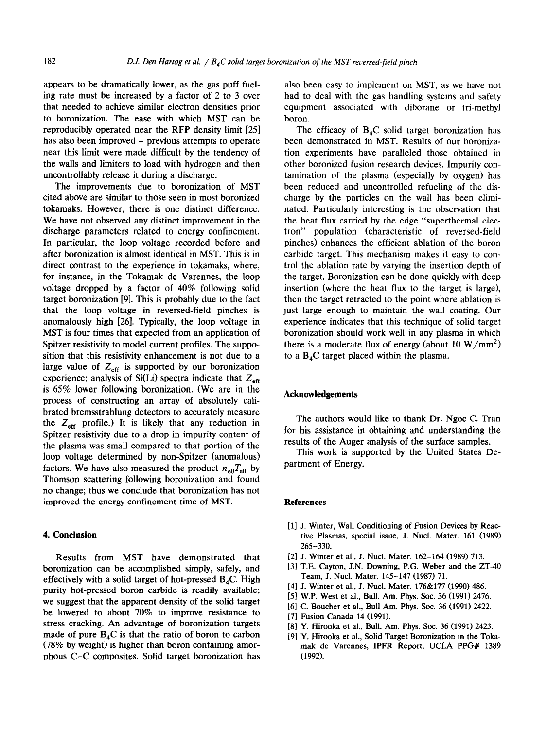appears to be dramatically lower, as the gas puff fueling rate must be increased by a factor of 2 to 3 over that needed to achieve similar electron densities prior to boronization. The ease with which MST can be reproducibly operated near the RFP density limit [25] has also been improved – previous attempts to operate near this limit were made difficult by the tendency of the walls and limiters to load with hydrogen and then uncontrollably release it during a discharge.

The improvements due to boronization of MST cited above are similar to those seen in most boronized tokamaks. However, there is one distinct difference. We have not observed any distinct improvement in the discharge parameters related to energy confinement. In particular, the loop voltage recorded before and after boronization is almost identical in MST. This is in direct contrast to the experience in tokamaks, where, for instance, in the Tokamak de Varennes, the loop voltage dropped by a factor of 40% following solid target boronization [9]. This is probably due to the fact that the loop voltage in reversed-field pinches is anomalously high [26]. Typically, the loop voltage in MST is four times that expected from an application of Spitzer resistivity to model current profiles. The supposition that this resistivity enhancement is not due to a large value of $Z_{eff}$ is supported by our boronization experience; analysis of Si(Li) spectra indicate that $Z_{eff}$ is 65% lower following boronization. (We are in the process of constructing an array of absolutely calibrated bremsstrahlung detectors to accurately measure the $Z_{eff}$ profile.) It is likely that any reduction in Spitzer resistivity due to a drop in impurity content of the plasma was small compared to that portion of the loop voltage determined by non-Spitzer (anomalous) factors. We have also measured the product $n_{e0}T_{e0}$ by Thomson scattering following boronization and found no change; thus we conclude that boronization has not improved the energy confinement time of MST.

## 4. Conclusion

Results from MST have demonstrated that boronization can be accomplished simply, safely, and effectively with a solid target of hot-pressed $B_4C$. High purity hot-pressed boron carbide is readily available; we suggest that the apparent density of the solid target be lowered to about 70% to improve resistance to stress cracking. An advantage of boronization targets made of pure $B_4C$ is that the ratio of boron to carbon (78% by weight) is higher than boron containing amorphous C–C composites. Solid target boronization has also been easy to implement on MST, as we have not had to deal with the gas handling systems and safety equipment associated with diborane or tri-methyl boron.

The efficacy of $B_4C$ solid target boronization has been demonstrated in MST. Results of our boronization experiments have paralleled those obtained in other boronized fusion research devices. Impurity contamination of the plasma (especially by oxygen) has been reduced and uncontrolled refueling of the discharge by the particles on the wall has been eliminated. Particularly interesting is the observation that the heat flux carried by the edge "superthermal electron" population (characteristic of reversed-field pinches) enhances the efficient ablation of the boron carbide target. This mechanism makes it easy to control the ablation rate by varying the insertion depth of the target. Boronization can be done quickly with deep insertion (where the heat flux to the target is large), then the target retracted to the point where ablation is just large enough to maintain the wall coating. Our experience indicates that this technique of solid target boronization should work well in any plasma in which there is a moderate flux of energy (about 10 $W/mm^2$) to a $B_4C$ target placed within the plasma.

## Acknowledgements

The authors would like to thank Dr. Ngoc C. Tran for his assistance in obtaining and understanding the results of the Auger analysis of the surface samples.

This work is supported by the United States Department of Energy.

## References

[1] J. Winter, Wall Conditioning of Fusion Devices by Reactive Plasmas, special issue, J. Nucl. Mater. 161 (1989) 265–330.

[2] J. Winter et al., J. Nucl. Mater. 162–164 (1989) 713.

[3] T.E. Cayton, J.N. Downing, P.G. Weber and the ZT-40 Team, J. Nucl. Mater. 145–147 (1987) 71.

[4] J. Winter et al., J. Nucl. Mater. 176&177 (1990) 486.

[5] W.P. West et al., Bull. Am. Phys. Soc. 36 (1991) 2476.

[6] C. Boucher et al., Bull Am. Phys. Soc. 36 (1991) 2422.

[7] Fusion Canada 14 (1991).

[8] Y. Hirooka et al., Bull. Am. Phys. Soc. 36 (1991) 2423.

[9] Y. Hirooka et al., Solid Target Boronization in the Tokamak de Varennes, IPFR Report, UCLA PPG# 1389 (1992).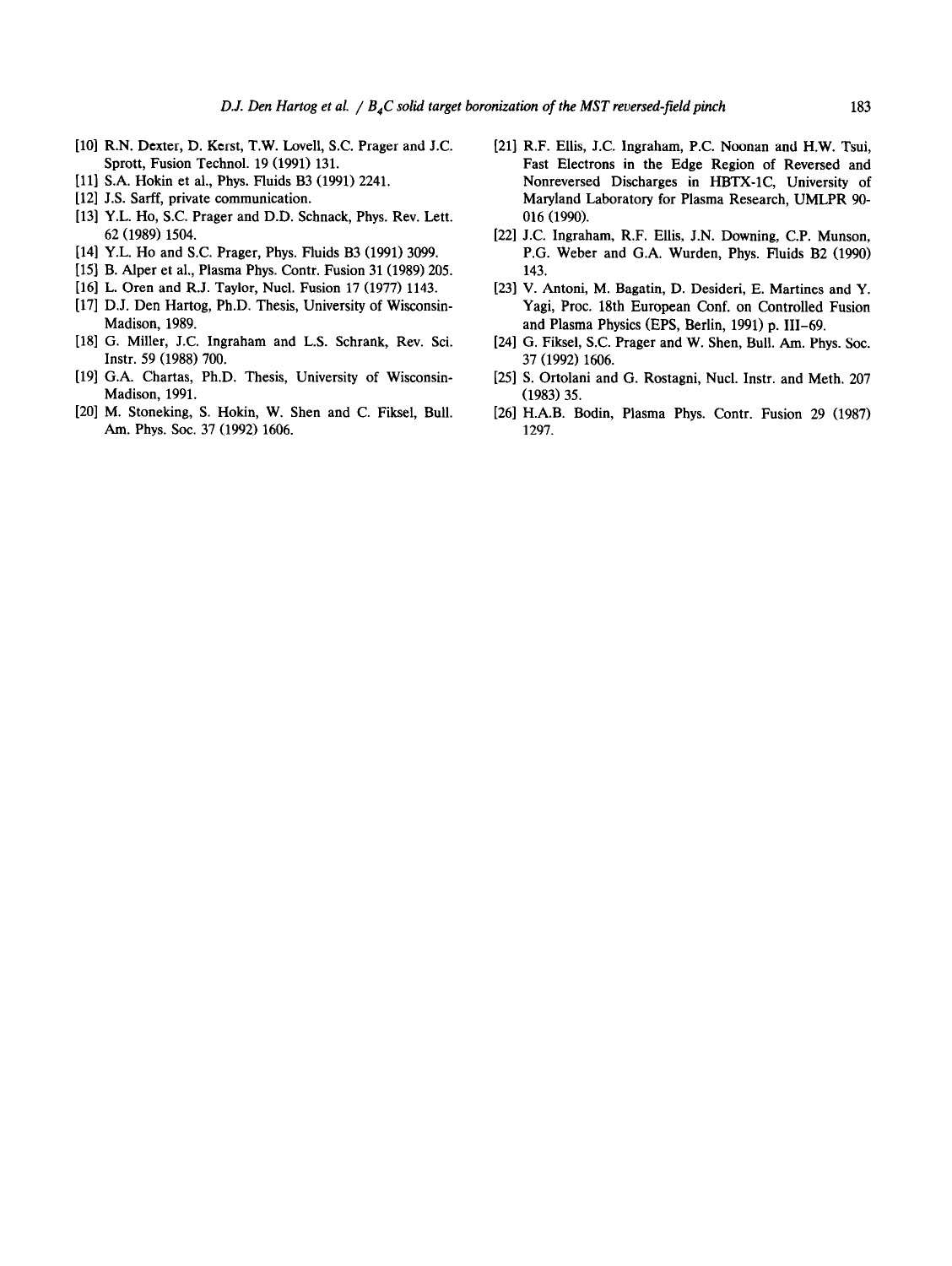[10] R.N. Dexter, D. Kerst, T.W. Lovell, S.C. Prager and J.C. Sprott, Fusion Technol. 19 (1991) 131.

[11] S.A. Hokin et al., Phys. Fluids B3 (1991) 2241.

[12] J.S. Sarff, private communication.

[13] Y.L. Ho, S.C. Prager and D.D. Schnack, Phys. Rev. Lett. 62 (1989) 1504.

[14] Y.L. Ho and S.C. Prager, Phys. Fluids B3 (1991) 3099.

[15] B. Alper et al., Plasma Phys. Contr. Fusion 31 (1989) 205.

[16] L. Oren and R.J. Taylor, Nucl. Fusion 17 (1977) 1143.

[17] D.J. Den Hartog, Ph.D. Thesis, University of Wisconsin-Madison, 1989.

[18] G. Miller, J.C. Ingraham and L.S. Schrank, Rev. Sci. Instr. 59 (1988) 700.

[19] G.A. Chartas, Ph.D. Thesis, University of Wisconsin-Madison, 1991.

[20] M. Stoneking, S. Hokin, W. Shen and C. Fiksel, Bull. Am. Phys. Soc. 37 (1992) 1606.

[21] R.F. Ellis, J.C. Ingraham, P.C. Noonan and H.W. Tsui, Fast Electrons in the Edge Region of Reversed and Nonreversed Discharges in HBTX-1C, University of Maryland Laboratory for Plasma Research, UMLPR 90-016 (1990).

[22] J.C. Ingraham, R.F. Ellis, J.N. Downing, C.P. Munson, P.G. Weber and G.A. Wurden, Phys. Fluids B2 (1990) 143.

[23] V. Antoni, M. Bagatin, D. Desideri, E. Martines and Y. Yagi, Proc. 18th European Conf. on Controlled Fusion and Plasma Physics (EPS, Berlin, 1991) p. III-69.

[24] G. Fiksel, S.C. Prager and W. Shen, Bull. Am. Phys. Soc. 37 (1992) 1606.

[25] S. Ortolani and G. Rostagni, Nucl. Instr. and Meth. 207 (1983) 35.

[26] H.A.B. Bodin, Plasma Phys. Contr. Fusion 29 (1987) 1297.